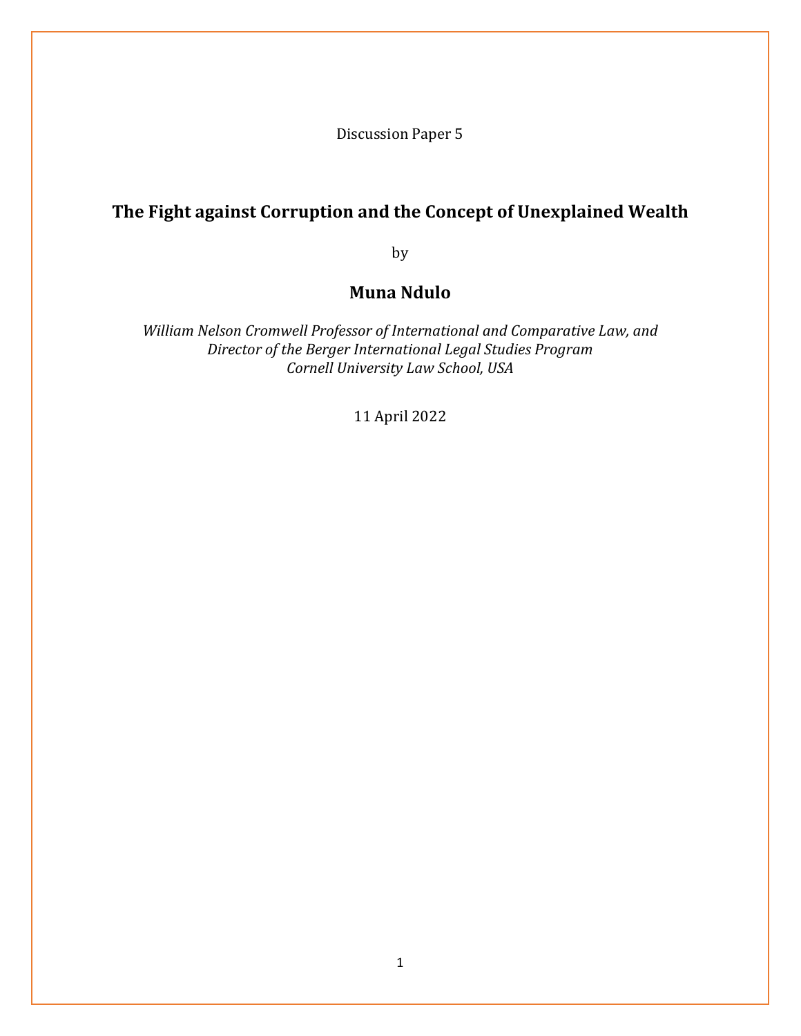Discussion Paper 5

# The Fight against Corruption and the Concept of Unexplained Wealth

by

## Muna Ndulo

*William Nelson Cromwell Professor of International and Comparative Law, and Director of the Berger International Legal Studies Program*
*Cornell University Law School, USA*

11 April 2022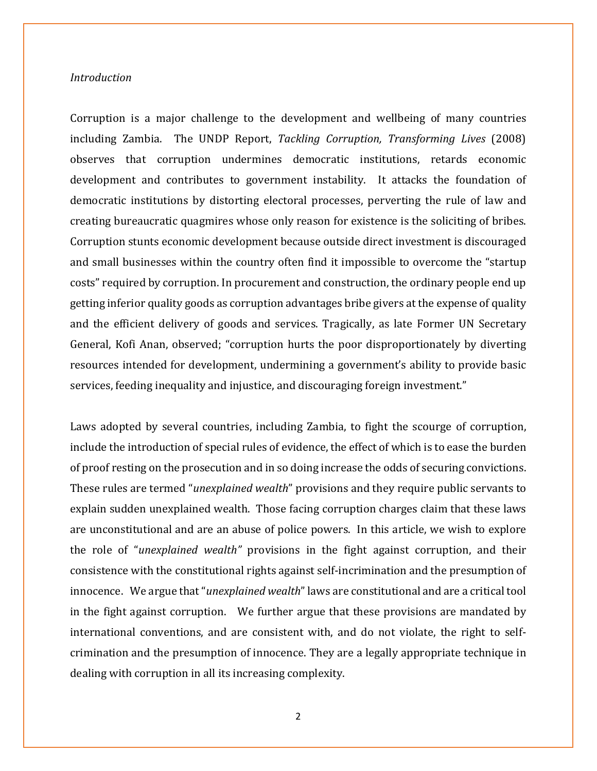*Introduction*

Corruption is a major challenge to the development and wellbeing of many countries including Zambia. The UNDP Report, *Tackling Corruption, Transforming Lives* (2008) observes that corruption undermines democratic institutions, retards economic development and contributes to government instability. It attacks the foundation of democratic institutions by distorting electoral processes, perverting the rule of law and creating bureaucratic quagmires whose only reason for existence is the soliciting of bribes. Corruption stunts economic development because outside direct investment is discouraged and small businesses within the country often find it impossible to overcome the "startup costs" required by corruption. In procurement and construction, the ordinary people end up getting inferior quality goods as corruption advantages bribe givers at the expense of quality and the efficient delivery of goods and services. Tragically, as late Former UN Secretary General, Kofi Anan, observed; "corruption hurts the poor disproportionately by diverting resources intended for development, undermining a government's ability to provide basic services, feeding inequality and injustice, and discouraging foreign investment."

Laws adopted by several countries, including Zambia, to fight the scourge of corruption, include the introduction of special rules of evidence, the effect of which is to ease the burden of proof resting on the prosecution and in so doing increase the odds of securing convictions. These rules are termed "*unexplained wealth*" provisions and they require public servants to explain sudden unexplained wealth. Those facing corruption charges claim that these laws are unconstitutional and are an abuse of police powers. In this article, we wish to explore the role of "*unexplained wealth"* provisions in the fight against corruption, and their consistence with the constitutional rights against self-incrimination and the presumption of innocence. We argue that "*unexplained wealth*" laws are constitutional and are a critical tool in the fight against corruption. We further argue that these provisions are mandated by international conventions, and are consistent with, and do not violate, the right to self-crimination and the presumption of innocence. They are a legally appropriate technique in dealing with corruption in all its increasing complexity.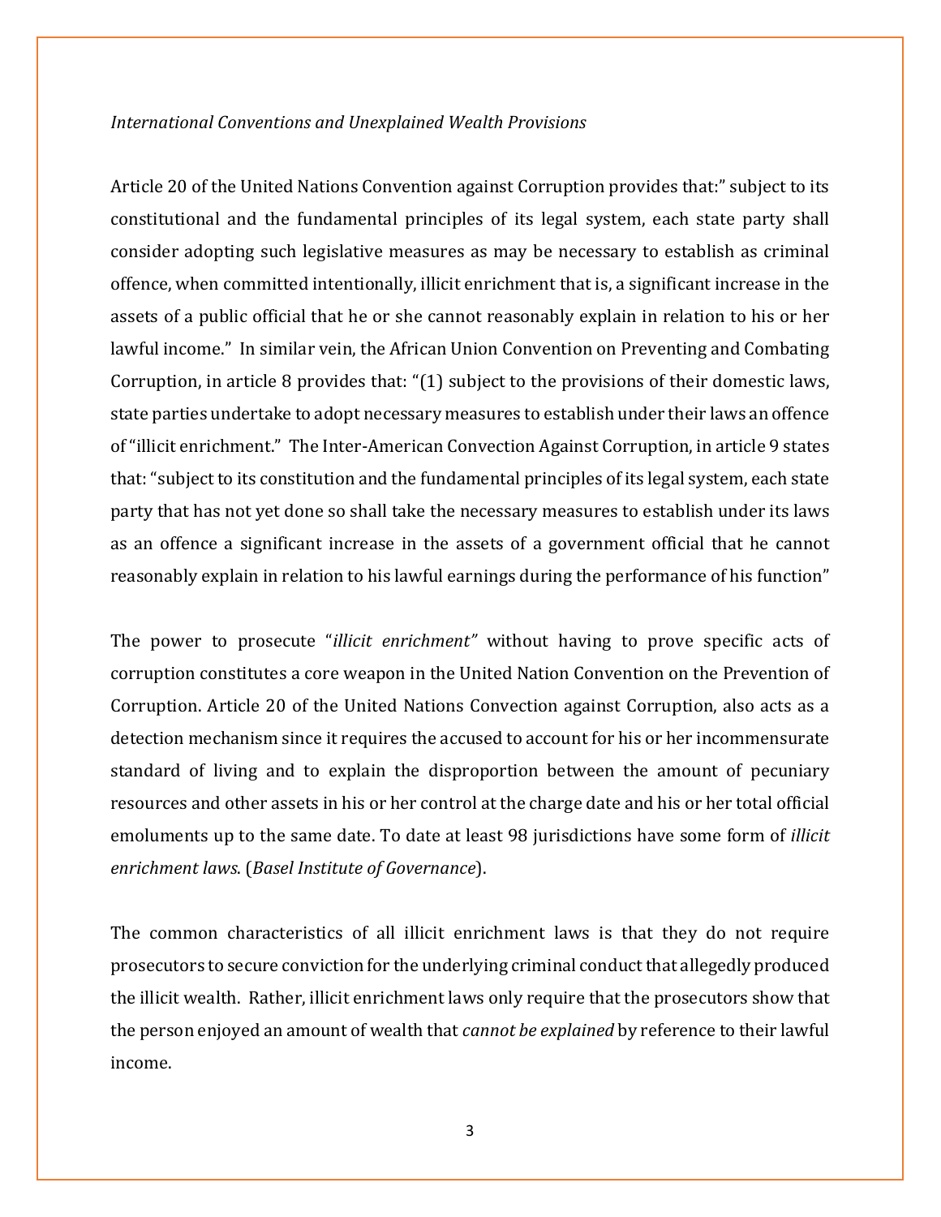*International Conventions and Unexplained Wealth Provisions*

Article 20 of the United Nations Convention against Corruption provides that:" subject to its constitutional and the fundamental principles of its legal system, each state party shall consider adopting such legislative measures as may be necessary to establish as criminal offence, when committed intentionally, illicit enrichment that is, a significant increase in the assets of a public official that he or she cannot reasonably explain in relation to his or her lawful income." In similar vein, the African Union Convention on Preventing and Combating Corruption, in article 8 provides that: "(1) subject to the provisions of their domestic laws, state parties undertake to adopt necessary measures to establish under their laws an offence of "illicit enrichment." The Inter-American Convection Against Corruption, in article 9 states that: "subject to its constitution and the fundamental principles of its legal system, each state party that has not yet done so shall take the necessary measures to establish under its laws as an offence a significant increase in the assets of a government official that he cannot reasonably explain in relation to his lawful earnings during the performance of his function"

The power to prosecute "*illicit enrichment"* without having to prove specific acts of corruption constitutes a core weapon in the United Nation Convention on the Prevention of Corruption. Article 20 of the United Nations Convection against Corruption, also acts as a detection mechanism since it requires the accused to account for his or her incommensurate standard of living and to explain the disproportion between the amount of pecuniary resources and other assets in his or her control at the charge date and his or her total official emoluments up to the same date. To date at least 98 jurisdictions have some form of *illicit enrichment laws*. (*Basel Institute of Governance*).

The common characteristics of all illicit enrichment laws is that they do not require prosecutors to secure conviction for the underlying criminal conduct that allegedly produced the illicit wealth. Rather, illicit enrichment laws only require that the prosecutors show that the person enjoyed an amount of wealth that *cannot be explained* by reference to their lawful income.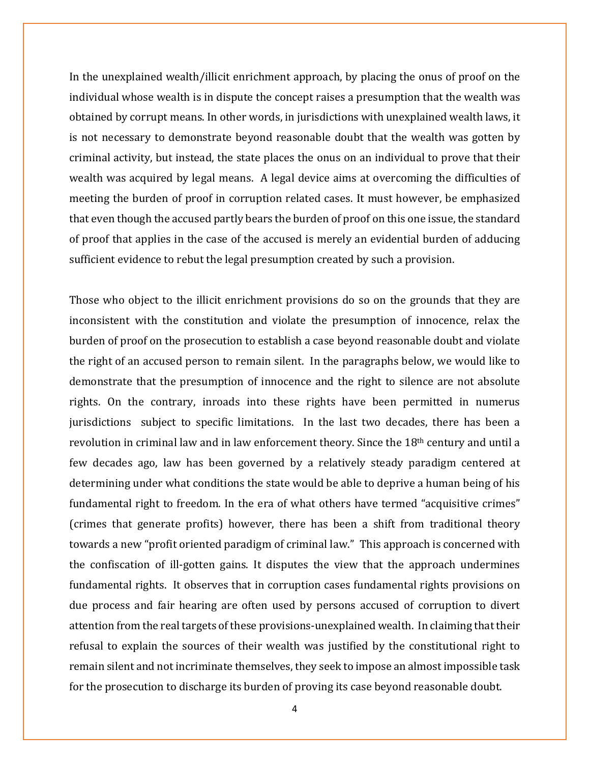In the unexplained wealth/illicit enrichment approach, by placing the onus of proof on the individual whose wealth is in dispute the concept raises a presumption that the wealth was obtained by corrupt means. In other words, in jurisdictions with unexplained wealth laws, it is not necessary to demonstrate beyond reasonable doubt that the wealth was gotten by criminal activity, but instead, the state places the onus on an individual to prove that their wealth was acquired by legal means. A legal device aims at overcoming the difficulties of meeting the burden of proof in corruption related cases. It must however, be emphasized that even though the accused partly bears the burden of proof on this one issue, the standard of proof that applies in the case of the accused is merely an evidential burden of adducing sufficient evidence to rebut the legal presumption created by such a provision.

Those who object to the illicit enrichment provisions do so on the grounds that they are inconsistent with the constitution and violate the presumption of innocence, relax the burden of proof on the prosecution to establish a case beyond reasonable doubt and violate the right of an accused person to remain silent. In the paragraphs below, we would like to demonstrate that the presumption of innocence and the right to silence are not absolute rights. On the contrary, inroads into these rights have been permitted in numerus jurisdictions subject to specific limitations. In the last two decades, there has been a revolution in criminal law and in law enforcement theory. Since the 18th century and until a few decades ago, law has been governed by a relatively steady paradigm centered at determining under what conditions the state would be able to deprive a human being of his fundamental right to freedom. In the era of what others have termed "acquisitive crimes" (crimes that generate profits) however, there has been a shift from traditional theory towards a new "profit oriented paradigm of criminal law." This approach is concerned with the confiscation of ill-gotten gains. It disputes the view that the approach undermines fundamental rights. It observes that in corruption cases fundamental rights provisions on due process and fair hearing are often used by persons accused of corruption to divert attention from the real targets of these provisions-unexplained wealth. In claiming that their refusal to explain the sources of their wealth was justified by the constitutional right to remain silent and not incriminate themselves, they seek to impose an almost impossible task for the prosecution to discharge its burden of proving its case beyond reasonable doubt.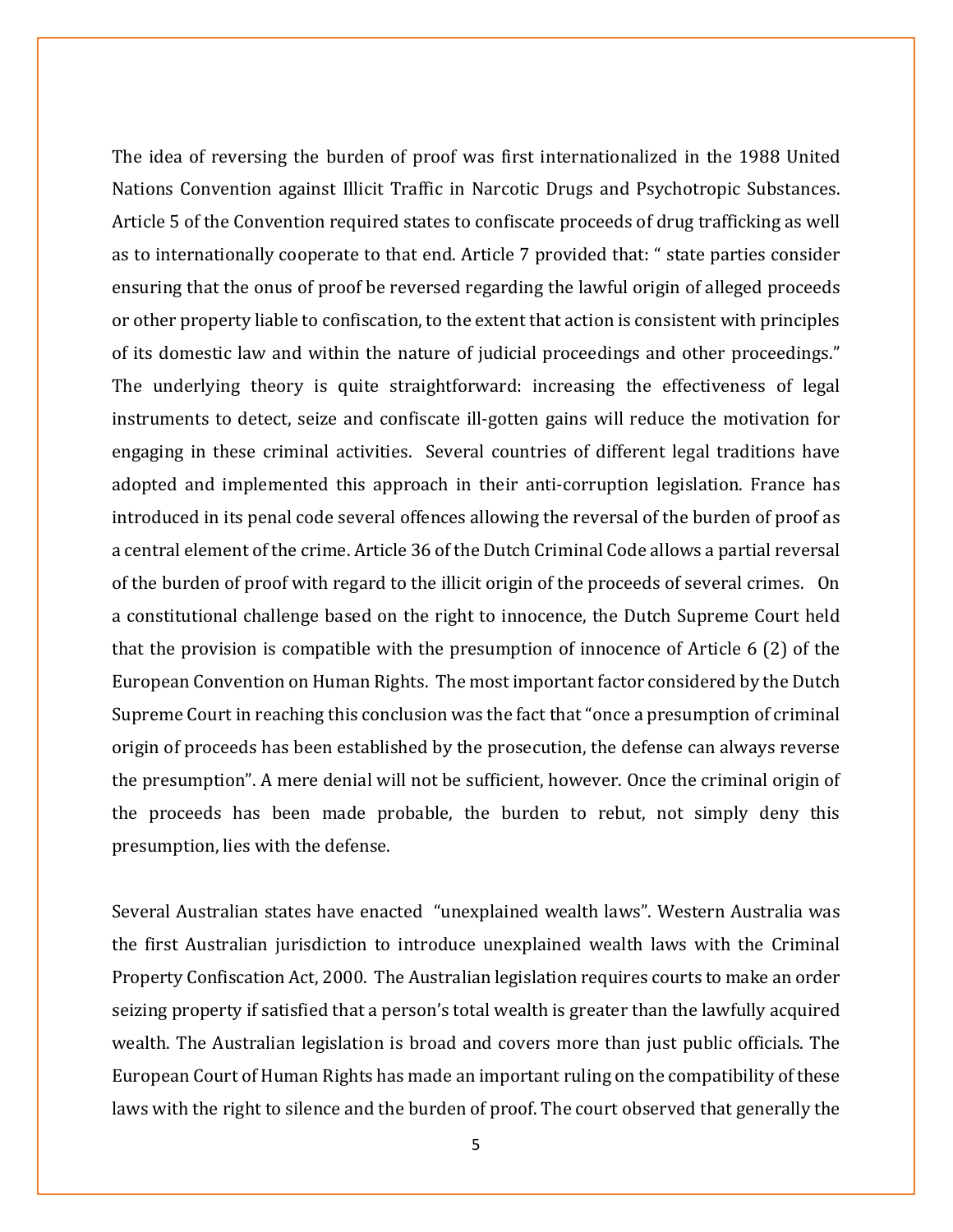The idea of reversing the burden of proof was first internationalized in the 1988 United Nations Convention against Illicit Traffic in Narcotic Drugs and Psychotropic Substances. Article 5 of the Convention required states to confiscate proceeds of drug trafficking as well as to internationally cooperate to that end. Article 7 provided that: " state parties consider ensuring that the onus of proof be reversed regarding the lawful origin of alleged proceeds or other property liable to confiscation, to the extent that action is consistent with principles of its domestic law and within the nature of judicial proceedings and other proceedings." The underlying theory is quite straightforward: increasing the effectiveness of legal instruments to detect, seize and confiscate ill-gotten gains will reduce the motivation for engaging in these criminal activities. Several countries of different legal traditions have adopted and implemented this approach in their anti-corruption legislation. France has introduced in its penal code several offences allowing the reversal of the burden of proof as a central element of the crime. Article 36 of the Dutch Criminal Code allows a partial reversal of the burden of proof with regard to the illicit origin of the proceeds of several crimes. On a constitutional challenge based on the right to innocence, the Dutch Supreme Court held that the provision is compatible with the presumption of innocence of Article 6 (2) of the European Convention on Human Rights. The most important factor considered by the Dutch Supreme Court in reaching this conclusion was the fact that "once a presumption of criminal origin of proceeds has been established by the prosecution, the defense can always reverse the presumption". A mere denial will not be sufficient, however. Once the criminal origin of the proceeds has been made probable, the burden to rebut, not simply deny this presumption, lies with the defense.

Several Australian states have enacted "unexplained wealth laws". Western Australia was the first Australian jurisdiction to introduce unexplained wealth laws with the Criminal Property Confiscation Act, 2000. The Australian legislation requires courts to make an order seizing property if satisfied that a person's total wealth is greater than the lawfully acquired wealth. The Australian legislation is broad and covers more than just public officials. The European Court of Human Rights has made an important ruling on the compatibility of these laws with the right to silence and the burden of proof. The court observed that generally the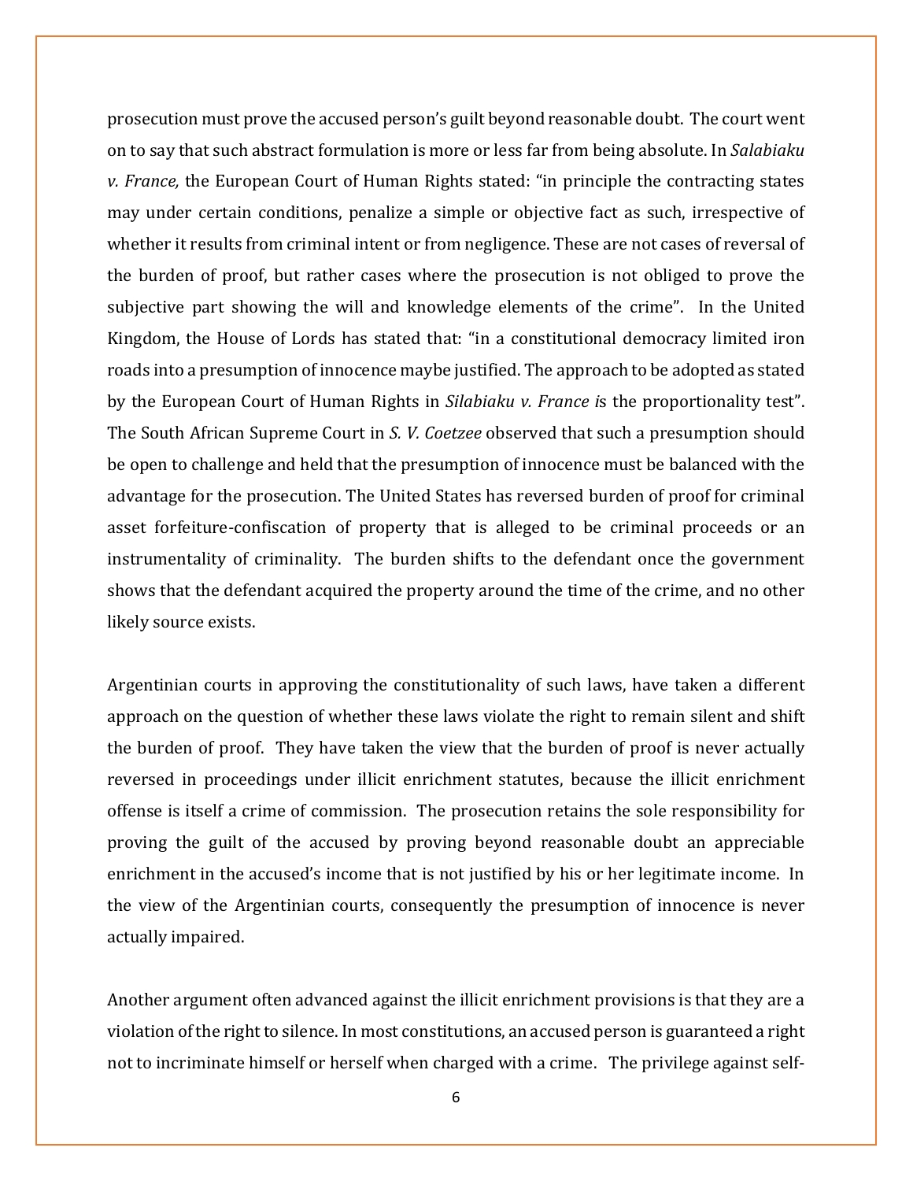prosecution must prove the accused person's guilt beyond reasonable doubt. The court went on to say that such abstract formulation is more or less far from being absolute. In *Salabiaku v. France,* the European Court of Human Rights stated: "in principle the contracting states may under certain conditions, penalize a simple or objective fact as such, irrespective of whether it results from criminal intent or from negligence. These are not cases of reversal of the burden of proof, but rather cases where the prosecution is not obliged to prove the subjective part showing the will and knowledge elements of the crime". In the United Kingdom, the House of Lords has stated that: "in a constitutional democracy limited iron roads into a presumption of innocence maybe justified. The approach to be adopted as stated by the European Court of Human Rights in *Silabiaku v. France i*s the proportionality test". The South African Supreme Court in *S. V. Coetzee* observed that such a presumption should be open to challenge and held that the presumption of innocence must be balanced with the advantage for the prosecution. The United States has reversed burden of proof for criminal asset forfeiture-confiscation of property that is alleged to be criminal proceeds or an instrumentality of criminality. The burden shifts to the defendant once the government shows that the defendant acquired the property around the time of the crime, and no other likely source exists.

Argentinian courts in approving the constitutionality of such laws, have taken a different approach on the question of whether these laws violate the right to remain silent and shift the burden of proof. They have taken the view that the burden of proof is never actually reversed in proceedings under illicit enrichment statutes, because the illicit enrichment offense is itself a crime of commission. The prosecution retains the sole responsibility for proving the guilt of the accused by proving beyond reasonable doubt an appreciable enrichment in the accused's income that is not justified by his or her legitimate income. In the view of the Argentinian courts, consequently the presumption of innocence is never actually impaired.

Another argument often advanced against the illicit enrichment provisions is that they are a violation of the right to silence. In most constitutions, an accused person is guaranteed a right not to incriminate himself or herself when charged with a crime. The privilege against self-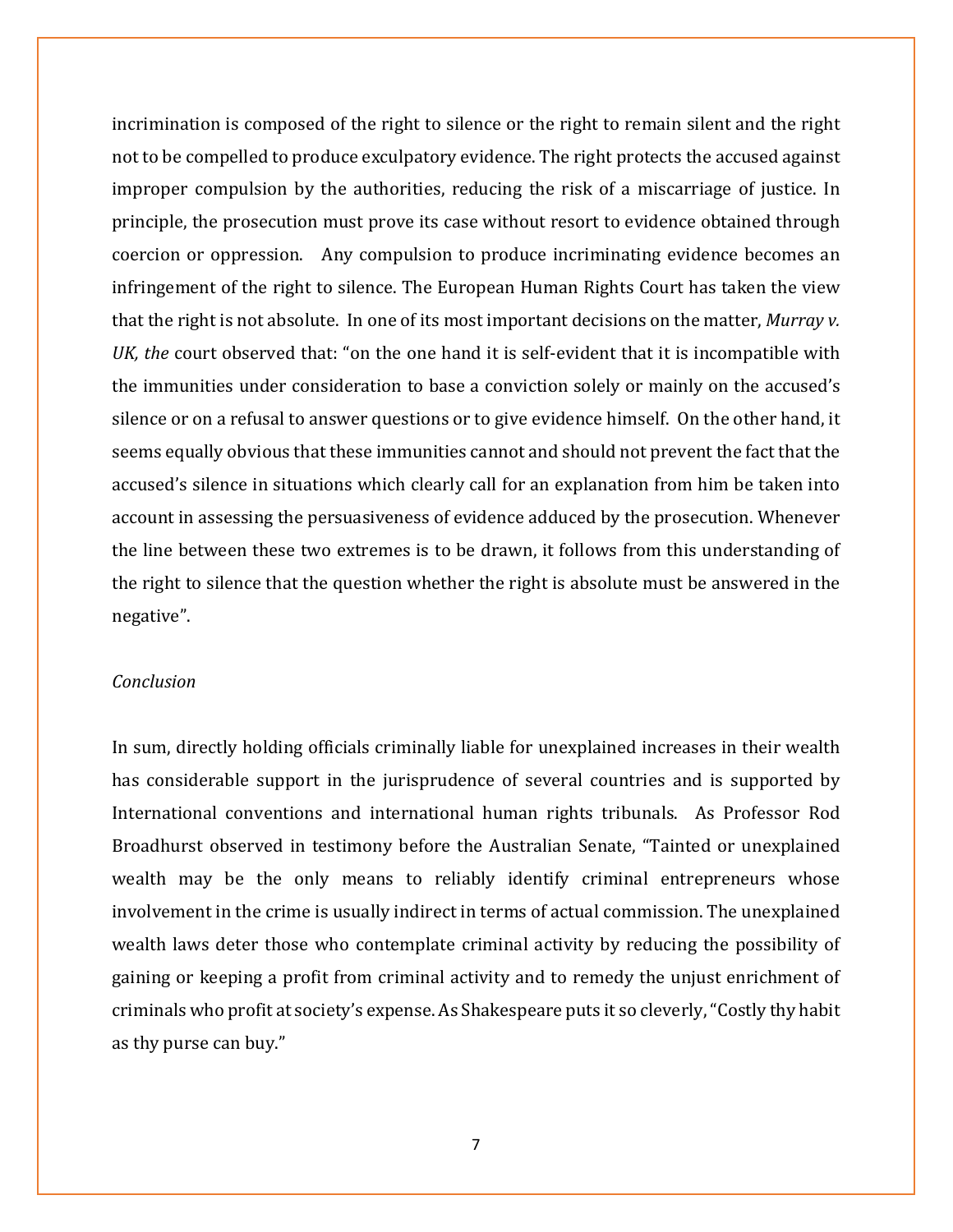incrimination is composed of the right to silence or the right to remain silent and the right not to be compelled to produce exculpatory evidence. The right protects the accused against improper compulsion by the authorities, reducing the risk of a miscarriage of justice. In principle, the prosecution must prove its case without resort to evidence obtained through coercion or oppression. Any compulsion to produce incriminating evidence becomes an infringement of the right to silence. The European Human Rights Court has taken the view that the right is not absolute. In one of its most important decisions on the matter, *Murray v. UK, the* court observed that: "on the one hand it is self-evident that it is incompatible with the immunities under consideration to base a conviction solely or mainly on the accused's silence or on a refusal to answer questions or to give evidence himself. On the other hand, it seems equally obvious that these immunities cannot and should not prevent the fact that the accused's silence in situations which clearly call for an explanation from him be taken into account in assessing the persuasiveness of evidence adduced by the prosecution. Whenever the line between these two extremes is to be drawn, it follows from this understanding of the right to silence that the question whether the right is absolute must be answered in the negative".

*Conclusion*

In sum, directly holding officials criminally liable for unexplained increases in their wealth has considerable support in the jurisprudence of several countries and is supported by International conventions and international human rights tribunals. As Professor Rod Broadhurst observed in testimony before the Australian Senate, "Tainted or unexplained wealth may be the only means to reliably identify criminal entrepreneurs whose involvement in the crime is usually indirect in terms of actual commission. The unexplained wealth laws deter those who contemplate criminal activity by reducing the possibility of gaining or keeping a profit from criminal activity and to remedy the unjust enrichment of criminals who profit at society's expense. As Shakespeare puts it so cleverly, "Costly thy habit as thy purse can buy."